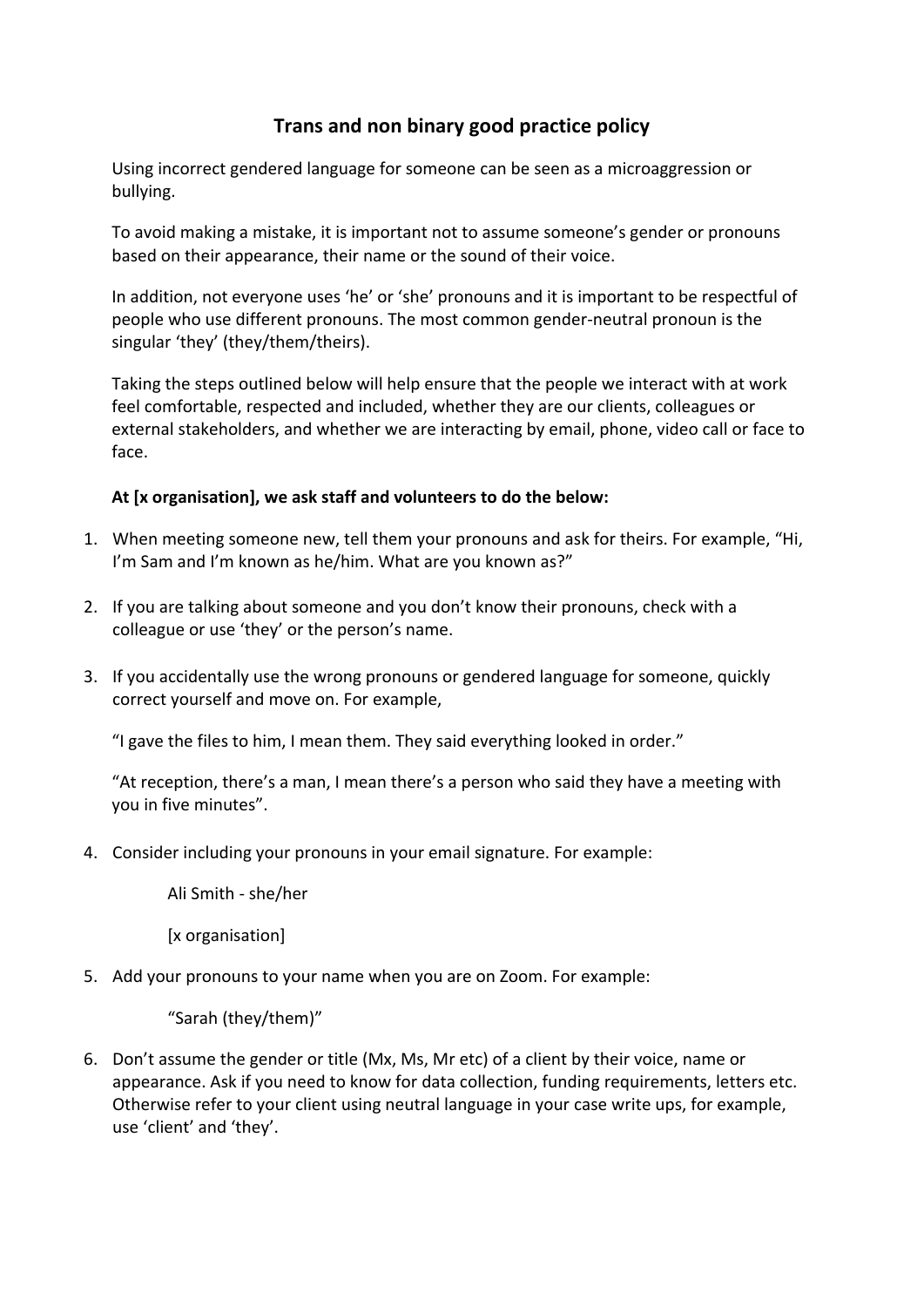# Trans and non binary good practice policy

Using incorrect gendered language for someone can be seen as a microaggression or bullying.

To avoid making a mistake, it is important not to assume someone's gender or pronouns based on their appearance, their name or the sound of their voice.

In addition, not everyone uses 'he' or 'she' pronouns and it is important to be respectful of people who use different pronouns. The most common gender-neutral pronoun is the singular 'they' (they/them/theirs).

Taking the steps outlined below will help ensure that the people we interact with at work feel comfortable, respected and included, whether they are our clients, colleagues or external stakeholders, and whether we are interacting by email, phone, video call or face to face.

**At [x organisation], we ask staff and volunteers to do the below:**

1. When meeting someone new, tell them your pronouns and ask for theirs. For example, "Hi, I'm Sam and I'm known as he/him. What are you known as?"

2. If you are talking about someone and you don't know their pronouns, check with a colleague or use 'they' or the person's name.

3. If you accidentally use the wrong pronouns or gendered language for someone, quickly correct yourself and move on. For example,

   "I gave the files to him, I mean them. They said everything looked in order."

   "At reception, there's a man, I mean there's a person who said they have a meeting with you in five minutes".

4. Consider including your pronouns in your email signature. For example:

   Ali Smith - she/her

   [x organisation]

5. Add your pronouns to your name when you are on Zoom. For example:

   "Sarah (they/them)"

6. Don't assume the gender or title (Mx, Ms, Mr etc) of a client by their voice, name or appearance. Ask if you need to know for data collection, funding requirements, letters etc. Otherwise refer to your client using neutral language in your case write ups, for example, use 'client' and 'they'.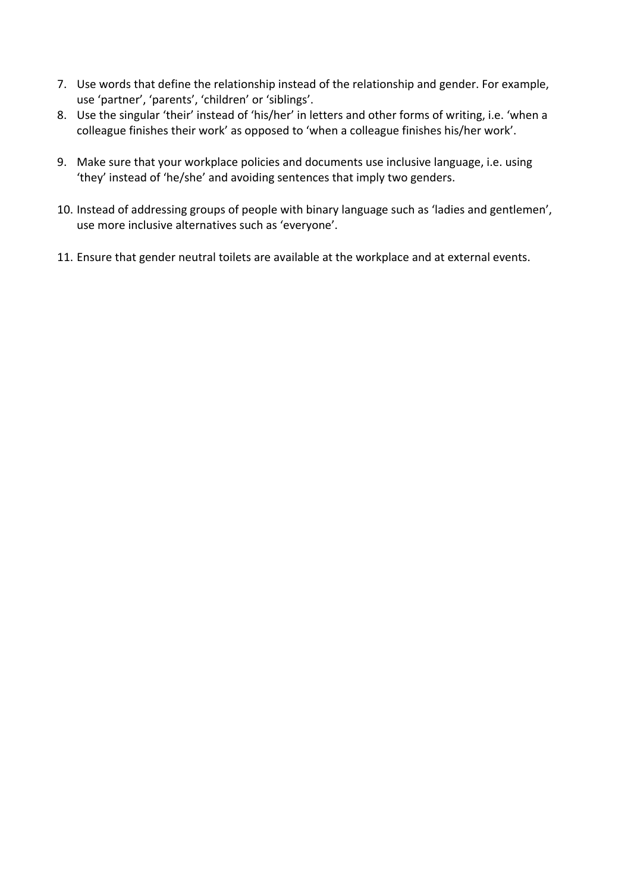7. Use words that define the relationship instead of the relationship and gender. For example, use ‘partner’, ‘parents’, ‘children’ or ‘siblings’.
8. Use the singular ‘their’ instead of ‘his/her’ in letters and other forms of writing, i.e. ‘when a colleague finishes their work’ as opposed to ‘when a colleague finishes his/her work’.
9. Make sure that your workplace policies and documents use inclusive language, i.e. using ‘they’ instead of ‘he/she’ and avoiding sentences that imply two genders.
10. Instead of addressing groups of people with binary language such as ‘ladies and gentlemen’, use more inclusive alternatives such as ‘everyone’.
11. Ensure that gender neutral toilets are available at the workplace and at external events.